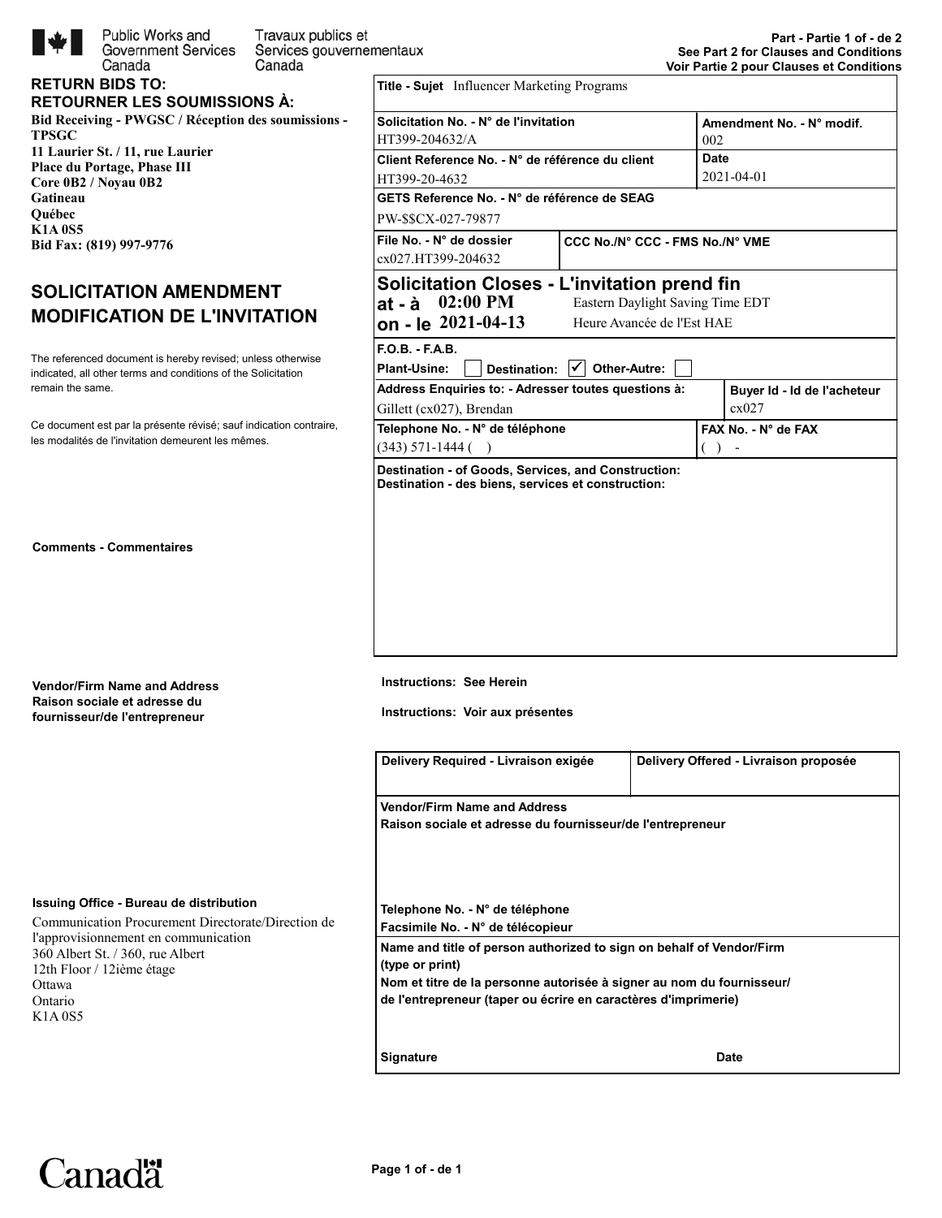Public Works and Government Services Canada / Travaux publics et Services gouvernementaux Canada

**Part - Partie 1 of - de 2**
**See Part 2 for Clauses and Conditions**
**Voir Partie 2 pour Clauses et Conditions**

**RETURN BIDS TO:**
**RETOURNER LES SOUMISSIONS À:**

**Bid Receiving - PWGSC / Réception des soumissions - TPSGC**
**11 Laurier St. / 11, rue Laurier**
**Place du Portage, Phase III**
**Core 0B2 / Noyau 0B2**
**Gatineau**
**Québec**
**K1A 0S5**
**Bid Fax: (819) 997-9776**

## SOLICITATION AMENDMENT
## MODIFICATION DE L'INVITATION

The referenced document is hereby revised; unless otherwise indicated, all other terms and conditions of the Solicitation remain the same.

Ce document est par la présente révisé; sauf indication contraire, les modalités de l'invitation demeurent les mêmes.

**Comments - Commentaires**

**Vendor/Firm Name and Address**
**Raison sociale et adresse du fournisseur/de l'entrepreneur**

**Issuing Office - Bureau de distribution**

Communication Procurement Directorate/Direction de l'approvisionnement en communication
360 Albert St. / 360, rue Albert
12th Floor / 12ième étage
Ottawa
Ontario
K1A 0S5

| | |
|---|---|
| **Title - Sujet** Influencer Marketing Programs | |
| **Solicitation No. - N° de l'invitation** HT399-204632/A | **Amendment No. - N° modif.** 002 |
| **Client Reference No. - N° de référence du client** HT399-20-4632 | **Date** 2021-04-01 |
| **GETS Reference No. - N° de référence de SEAG** PW-$$CX-027-79877 | |
| **File No. - N° de dossier** cx027.HT399-204632 | **CCC No./N° CCC - FMS No./N° VME** |

**Solicitation Closes - L'invitation prend fin**
**at - à** 02:00 PM Eastern Daylight Saving Time EDT
**on - le** 2021-04-13 Heure Avancée de l'Est HAE

**F.O.B. - F.A.B.**
**Plant-Usine:** ☐ **Destination:** ☑ **Other-Autre:** ☐

| | |
|---|---|
| **Address Enquiries to: - Adresser toutes questions à:** Gillett (cx027), Brendan | **Buyer Id - Id de l'acheteur** cx027 |
| **Telephone No. - N° de téléphone** (343) 571-1444 ( ) | **FAX No. - N° de FAX** ( ) - |

**Destination - of Goods, Services, and Construction:**
**Destination - des biens, services et construction:**

**Instructions: See Herein**

**Instructions: Voir aux présentes**

| **Delivery Required - Livraison exigée** | **Delivery Offered - Livraison proposée** |
|---|---|
| | |

**Vendor/Firm Name and Address**
**Raison sociale et adresse du fournisseur/de l'entrepreneur**

**Telephone No. - N° de téléphone**
**Facsimile No. - N° de télécopieur**

**Name and title of person authorized to sign on behalf of Vendor/Firm (type or print)**
**Nom et titre de la personne autorisée à signer au nom du fournisseur/ de l'entrepreneur (taper ou écrire en caractères d'imprimerie)**

**Signature** **Date**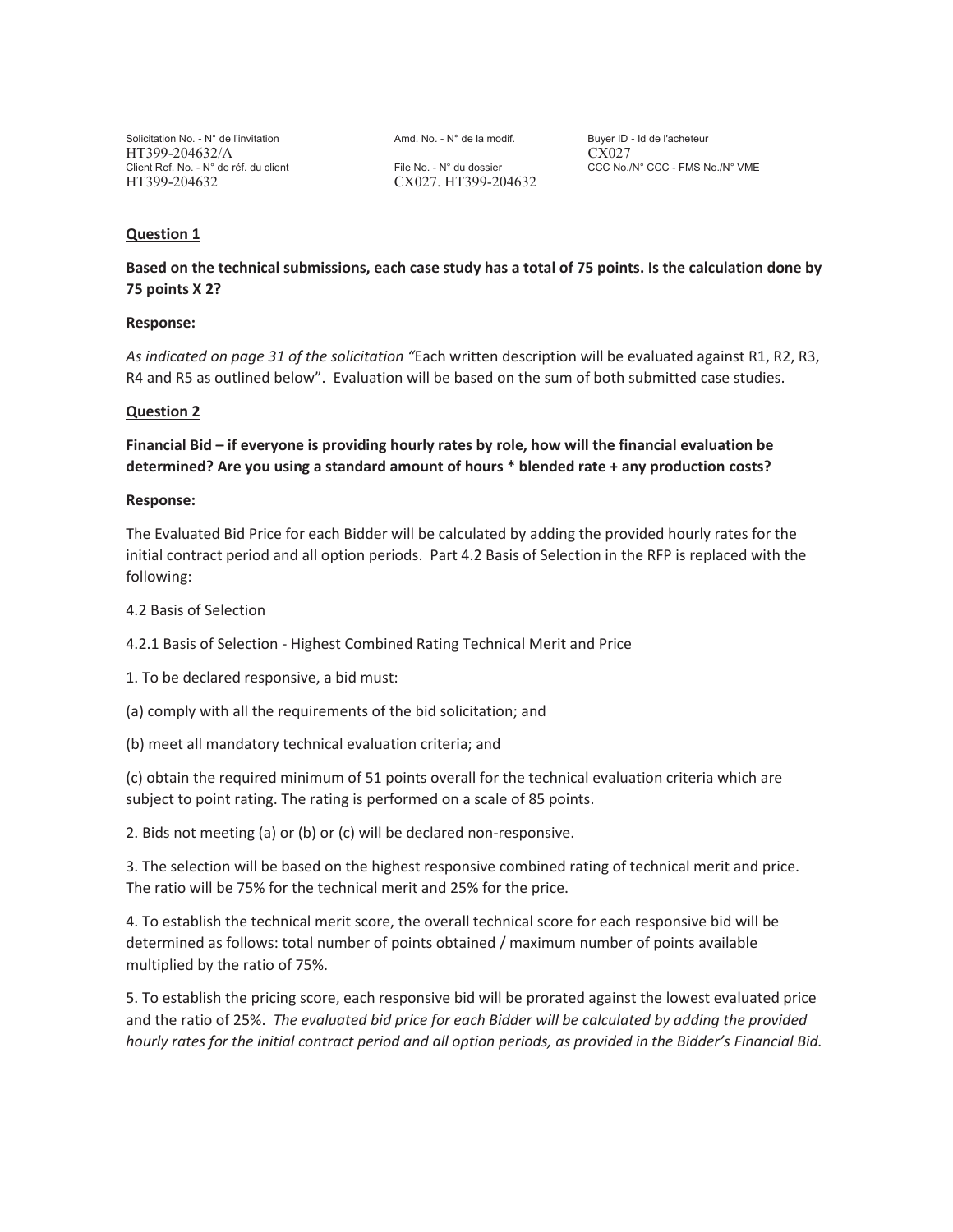| Solicitation No. - N° de l'invitation | Amd. No. - N° de la modif. | Buyer ID - Id de l'acheteur |
| --- | --- | --- |
| HT399-204632/A | | CX027 |
| Client Ref. No. - N° de réf. du client | File No. - N° du dossier | CCC No./N° CCC - FMS No./N° VME |
| HT399-204632 | CX027. HT399-204632 | |

## Question 1

**Based on the technical submissions, each case study has a total of 75 points. Is the calculation done by 75 points X 2?**

**Response:**

*As indicated on page 31 of the solicitation "*Each written description will be evaluated against R1, R2, R3, R4 and R5 as outlined below". Evaluation will be based on the sum of both submitted case studies.

## Question 2

**Financial Bid – if everyone is providing hourly rates by role, how will the financial evaluation be determined? Are you using a standard amount of hours * blended rate + any production costs?**

**Response:**

The Evaluated Bid Price for each Bidder will be calculated by adding the provided hourly rates for the initial contract period and all option periods. Part 4.2 Basis of Selection in the RFP is replaced with the following:

4.2 Basis of Selection

4.2.1 Basis of Selection - Highest Combined Rating Technical Merit and Price

1. To be declared responsive, a bid must:

(a) comply with all the requirements of the bid solicitation; and

(b) meet all mandatory technical evaluation criteria; and

(c) obtain the required minimum of 51 points overall for the technical evaluation criteria which are subject to point rating. The rating is performed on a scale of 85 points.

2. Bids not meeting (a) or (b) or (c) will be declared non-responsive.

3. The selection will be based on the highest responsive combined rating of technical merit and price. The ratio will be 75% for the technical merit and 25% for the price.

4. To establish the technical merit score, the overall technical score for each responsive bid will be determined as follows: total number of points obtained / maximum number of points available multiplied by the ratio of 75%.

5. To establish the pricing score, each responsive bid will be prorated against the lowest evaluated price and the ratio of 25%. *The evaluated bid price for each Bidder will be calculated by adding the provided hourly rates for the initial contract period and all option periods, as provided in the Bidder's Financial Bid.*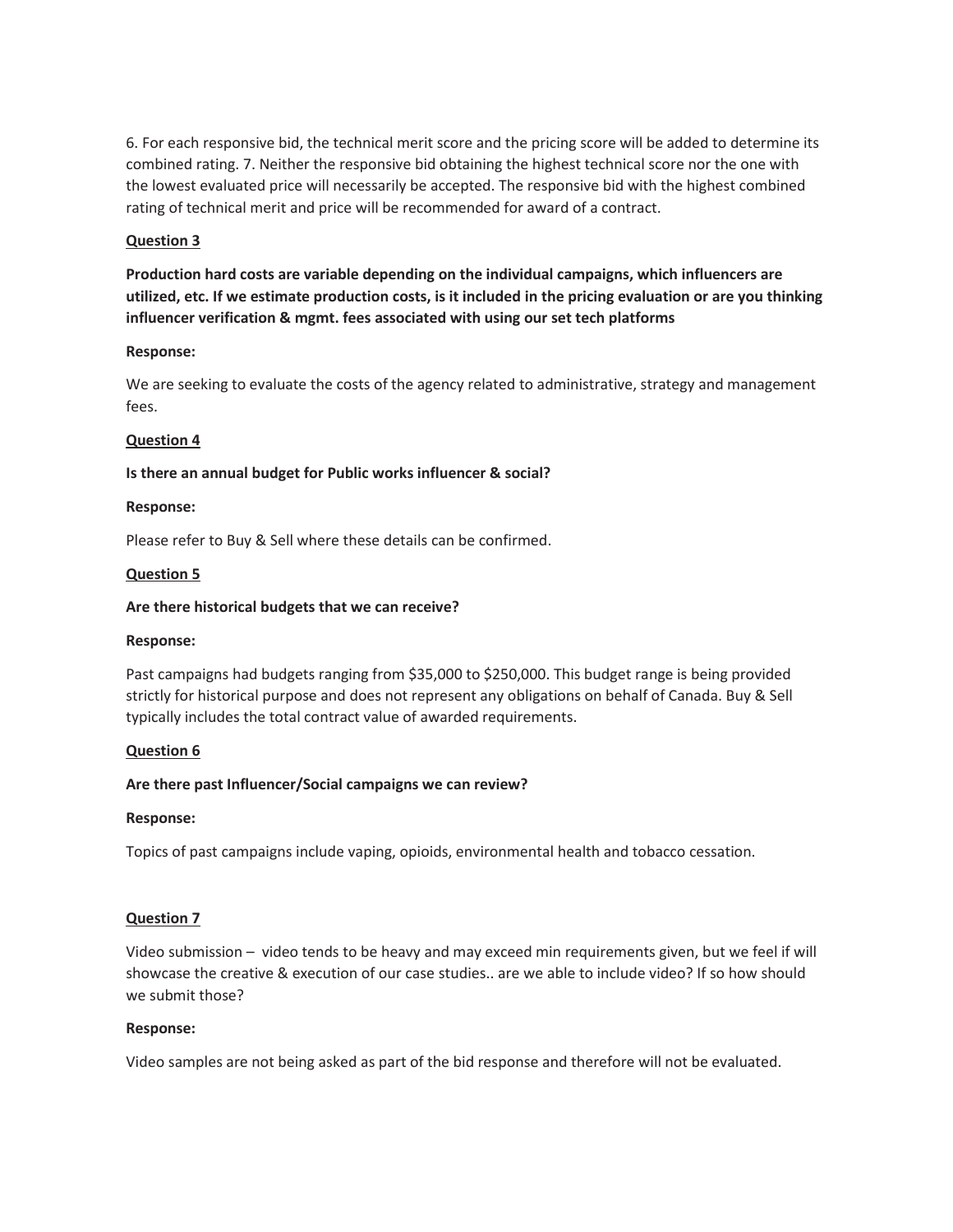6. For each responsive bid, the technical merit score and the pricing score will be added to determine its combined rating. 7. Neither the responsive bid obtaining the highest technical score nor the one with the lowest evaluated price will necessarily be accepted. The responsive bid with the highest combined rating of technical merit and price will be recommended for award of a contract.

**Question 3**

**Production hard costs are variable depending on the individual campaigns, which influencers are utilized, etc. If we estimate production costs, is it included in the pricing evaluation or are you thinking influencer verification & mgmt. fees associated with using our set tech platforms**

**Response:**

We are seeking to evaluate the costs of the agency related to administrative, strategy and management fees.

**Question 4**

**Is there an annual budget for Public works influencer & social?**

**Response:**

Please refer to Buy & Sell where these details can be confirmed.

**Question 5**

**Are there historical budgets that we can receive?**

**Response:**

Past campaigns had budgets ranging from $35,000 to $250,000. This budget range is being provided strictly for historical purpose and does not represent any obligations on behalf of Canada. Buy & Sell typically includes the total contract value of awarded requirements.

**Question 6**

**Are there past Influencer/Social campaigns we can review?**

**Response:**

Topics of past campaigns include vaping, opioids, environmental health and tobacco cessation.

**Question 7**

Video submission – video tends to be heavy and may exceed min requirements given, but we feel if will showcase the creative & execution of our case studies.. are we able to include video? If so how should we submit those?

**Response:**

Video samples are not being asked as part of the bid response and therefore will not be evaluated.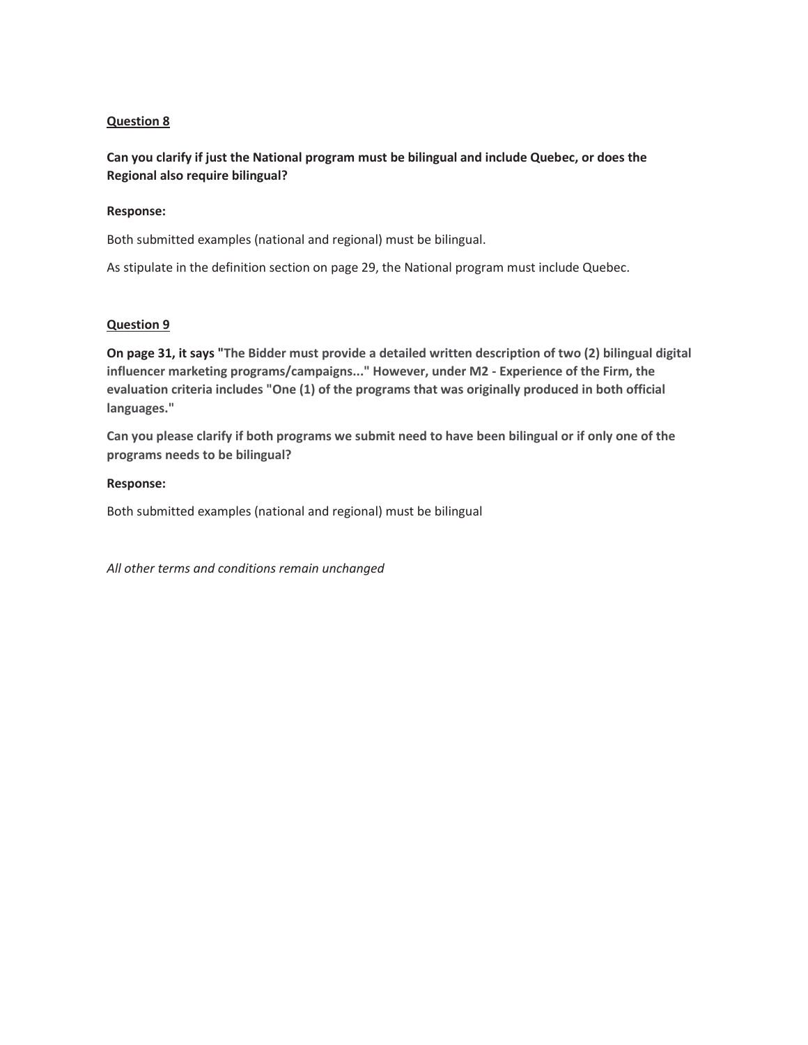**<u>Question 8</u>**

**Can you clarify if just the National program must be bilingual and include Quebec, or does the Regional also require bilingual?**

**Response:**

Both submitted examples (national and regional) must be bilingual.

As stipulate in the definition section on page 29, the National program must include Quebec.

**<u>Question 9</u>**

**On page 31, it says "The Bidder must provide a detailed written description of two (2) bilingual digital influencer marketing programs/campaigns..." However, under M2 - Experience of the Firm, the evaluation criteria includes "One (1) of the programs that was originally produced in both official languages."**

**Can you please clarify if both programs we submit need to have been bilingual or if only one of the programs needs to be bilingual?**

**Response:**

Both submitted examples (national and regional) must be bilingual

*All other terms and conditions remain unchanged*